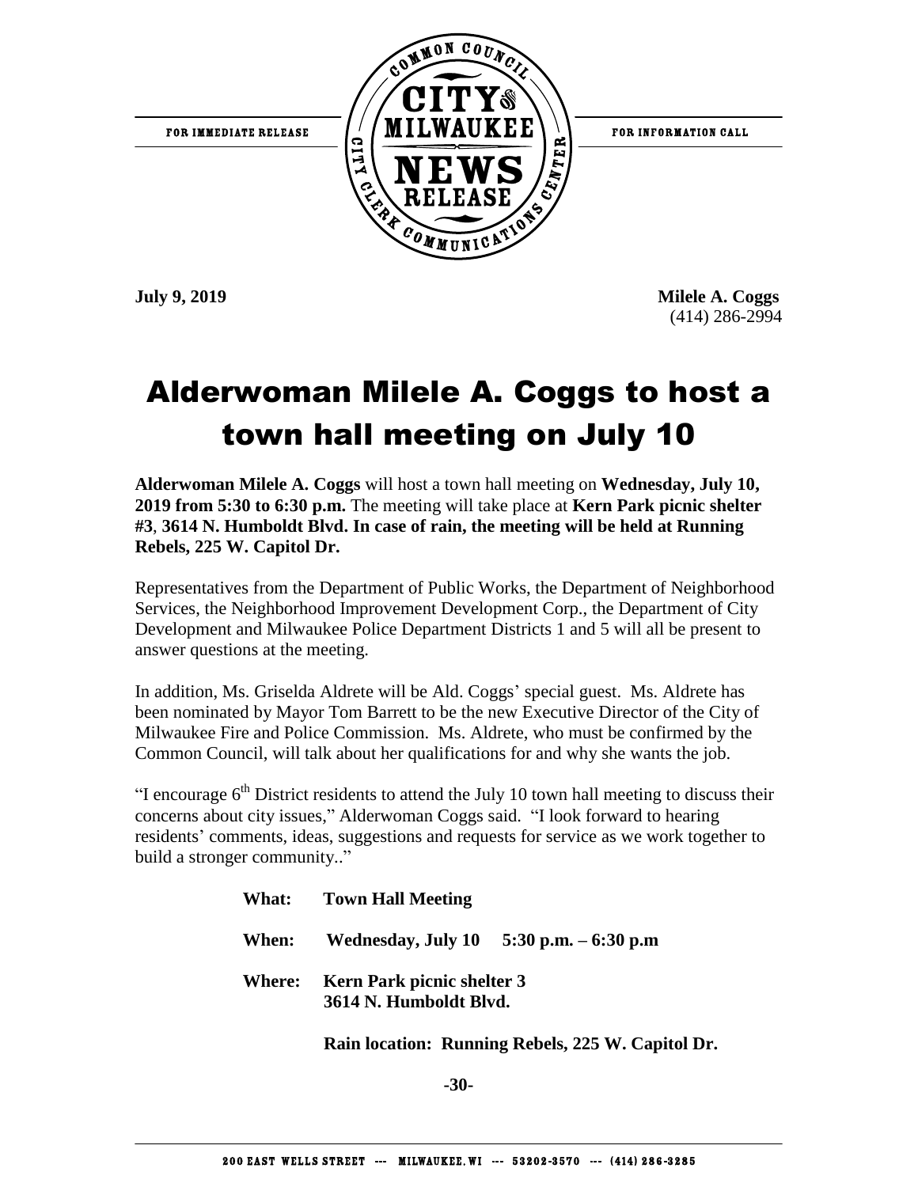FOR IMMEDIATE RELEASE

COMMON COUNCIL CITY OF MILWAUKEE NEWS RELEASE CITY CLERK COMMUNICATIONS CENTER

FOR INFORMATION CALL

**July 9, 2019**

**Milele A. Coggs**
(414) 286-2994

# Alderwoman Milele A. Coggs to host a town hall meeting on July 10

**Alderwoman Milele A. Coggs** will host a town hall meeting on **Wednesday, July 10, 2019 from 5:30 to 6:30 p.m.** The meeting will take place at **Kern Park picnic shelter #3**, **3614 N. Humboldt Blvd. In case of rain, the meeting will be held at Running Rebels, 225 W. Capitol Dr.**

Representatives from the Department of Public Works, the Department of Neighborhood Services, the Neighborhood Improvement Development Corp., the Department of City Development and Milwaukee Police Department Districts 1 and 5 will all be present to answer questions at the meeting.

In addition, Ms. Griselda Aldrete will be Ald. Coggs' special guest. Ms. Aldrete has been nominated by Mayor Tom Barrett to be the new Executive Director of the City of Milwaukee Fire and Police Commission. Ms. Aldrete, who must be confirmed by the Common Council, will talk about her qualifications for and why she wants the job.

"I encourage 6th District residents to attend the July 10 town hall meeting to discuss their concerns about city issues," Alderwoman Coggs said. "I look forward to hearing residents' comments, ideas, suggestions and requests for service as we work together to build a stronger community.."

**What:** **Town Hall Meeting**

**When:** **Wednesday, July 10 5:30 p.m. – 6:30 p.m**

**Where:** **Kern Park picnic shelter 3**
**3614 N. Humboldt Blvd.**

**Rain location: Running Rebels, 225 W. Capitol Dr.**

**-30-**

200 EAST WELLS STREET --- MILWAUKEE, WI --- 53202-3570 --- (414) 286-3285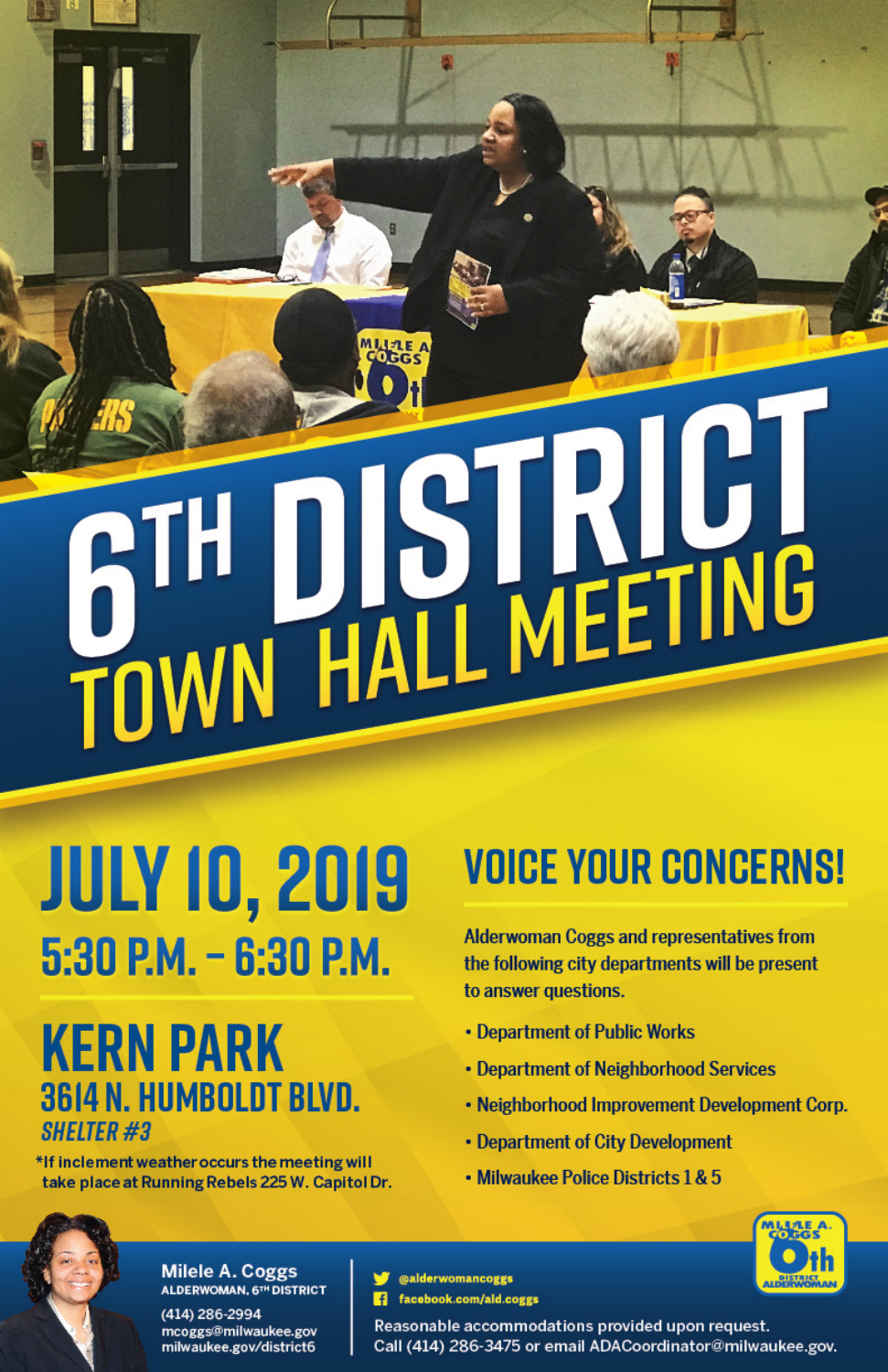# 6TH DISTRICT TOWN HALL MEETING

## JULY 10, 2019

### 5:30 P.M. – 6:30 P.M.

## KERN PARK

### 3614 N. HUMBOLDT BLVD.

*SHELTER #3*

*If inclement weather occurs the meeting will take place at Running Rebels 225 W. Capitol Dr.

## VOICE YOUR CONCERNS!

Alderwoman Coggs and representatives from the following city departments will be present to answer questions.

- Department of Public Works
- Department of Neighborhood Services
- Neighborhood Improvement Development Corp.
- Department of City Development
- Milwaukee Police Districts 1 & 5

**Milele A. Coggs**
ALDERWOMAN, 6TH DISTRICT
(414) 286-2994
mcoggs@milwaukee.gov
milwaukee.gov/district6

@alderwomancoggs
facebook.com/ald.coggs

Reasonable accommodations provided upon request.
Call (414) 286-3475 or email ADACoordinator@milwaukee.gov.